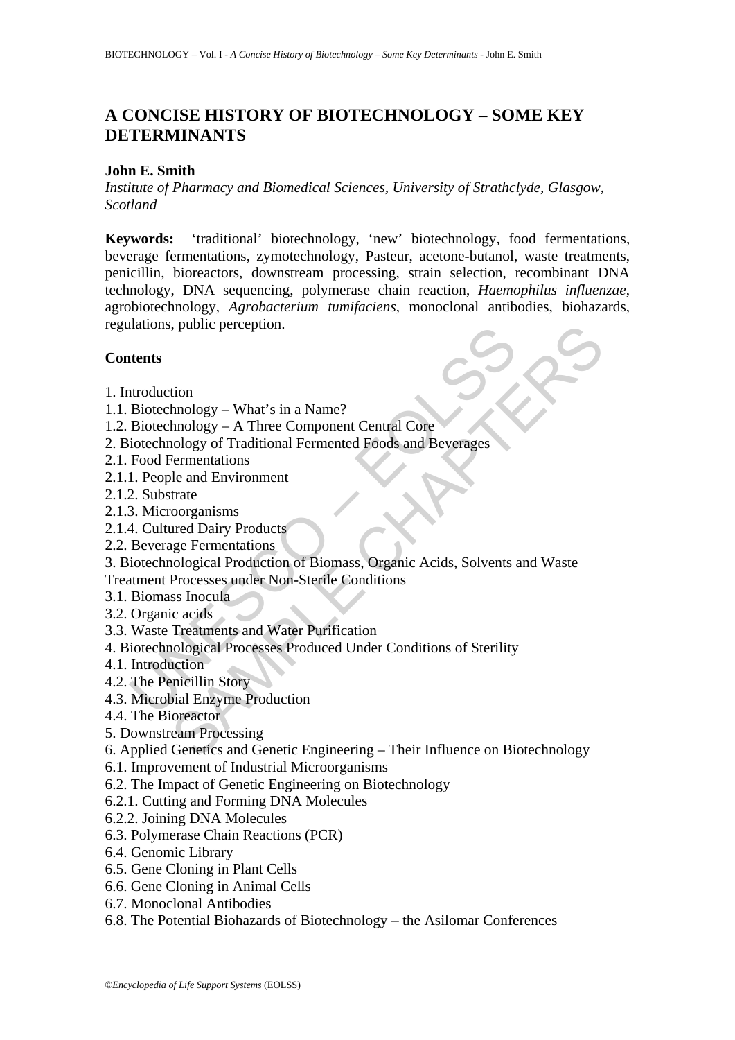# A CONCISE HISTORY OF BIOTECHNOLOGY – SOME KEY DETERMINANTS

**John E. Smith**

*Institute of Pharmacy and Biomedical Sciences, University of Strathclyde, Glasgow, Scotland*

**Keywords:** 'traditional' biotechnology, 'new' biotechnology, food fermentations, beverage fermentations, zymotechnology, Pasteur, acetone-butanol, waste treatments, penicillin, bioreactors, downstream processing, strain selection, recombinant DNA technology, DNA sequencing, polymerase chain reaction, *Haemophilus influenzae*, agrobiotechnology, *Agrobacterium tumifaciens*, monoclonal antibodies, biohazards, regulations, public perception.

## Contents

1. Introduction
1.1. Biotechnology – What's in a Name?
1.2. Biotechnology – A Three Component Central Core
2. Biotechnology of Traditional Fermented Foods and Beverages
2.1. Food Fermentations
2.1.1. People and Environment
2.1.2. Substrate
2.1.3. Microorganisms
2.1.4. Cultured Dairy Products
2.2. Beverage Fermentations
3. Biotechnological Production of Biomass, Organic Acids, Solvents and Waste Treatment Processes under Non-Sterile Conditions
3.1. Biomass Inocula
3.2. Organic acids
3.3. Waste Treatments and Water Purification
4. Biotechnological Processes Produced Under Conditions of Sterility
4.1. Introduction
4.2. The Penicillin Story
4.3. Microbial Enzyme Production
4.4. The Bioreactor
5. Downstream Processing
6. Applied Genetics and Genetic Engineering – Their Influence on Biotechnology
6.1. Improvement of Industrial Microorganisms
6.2. The Impact of Genetic Engineering on Biotechnology
6.2.1. Cutting and Forming DNA Molecules
6.2.2. Joining DNA Molecules
6.3. Polymerase Chain Reactions (PCR)
6.4. Genomic Library
6.5. Gene Cloning in Plant Cells
6.6. Gene Cloning in Animal Cells
6.7. Monoclonal Antibodies
6.8. The Potential Biohazards of Biotechnology – the Asilomar Conferences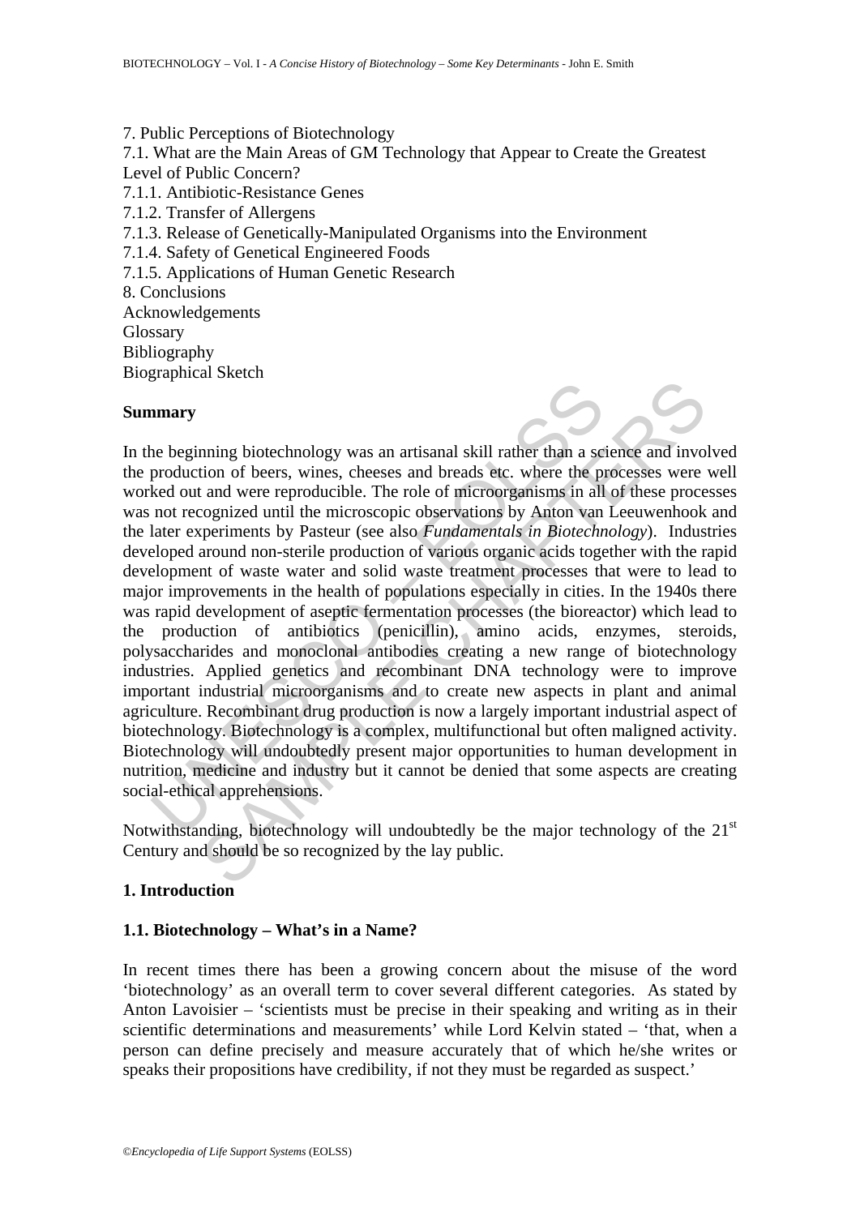7. Public Perceptions of Biotechnology
7.1. What are the Main Areas of GM Technology that Appear to Create the Greatest Level of Public Concern?
7.1.1. Antibiotic-Resistance Genes
7.1.2. Transfer of Allergens
7.1.3. Release of Genetically-Manipulated Organisms into the Environment
7.1.4. Safety of Genetical Engineered Foods
7.1.5. Applications of Human Genetic Research
8. Conclusions
Acknowledgements
Glossary
Bibliography
Biographical Sketch

## Summary

In the beginning biotechnology was an artisanal skill rather than a science and involved the production of beers, wines, cheeses and breads etc. where the processes were well worked out and were reproducible. The role of microorganisms in all of these processes was not recognized until the microscopic observations by Anton van Leeuwenhook and the later experiments by Pasteur (see also *Fundamentals in Biotechnology*). Industries developed around non-sterile production of various organic acids together with the rapid development of waste water and solid waste treatment processes that were to lead to major improvements in the health of populations especially in cities. In the 1940s there was rapid development of aseptic fermentation processes (the bioreactor) which lead to the production of antibiotics (penicillin), amino acids, enzymes, steroids, polysaccharides and monoclonal antibodies creating a new range of biotechnology industries. Applied genetics and recombinant DNA technology were to improve important industrial microorganisms and to create new aspects in plant and animal agriculture. Recombinant drug production is now a largely important industrial aspect of biotechnology. Biotechnology is a complex, multifunctional but often maligned activity. Biotechnology will undoubtedly present major opportunities to human development in nutrition, medicine and industry but it cannot be denied that some aspects are creating social-ethical apprehensions.

Notwithstanding, biotechnology will undoubtedly be the major technology of the 21st Century and should be so recognized by the lay public.

## 1. Introduction

### 1.1. Biotechnology – What's in a Name?

In recent times there has been a growing concern about the misuse of the word 'biotechnology' as an overall term to cover several different categories. As stated by Anton Lavoisier – 'scientists must be precise in their speaking and writing as in their scientific determinations and measurements' while Lord Kelvin stated – 'that, when a person can define precisely and measure accurately that of which he/she writes or speaks their propositions have credibility, if not they must be regarded as suspect.'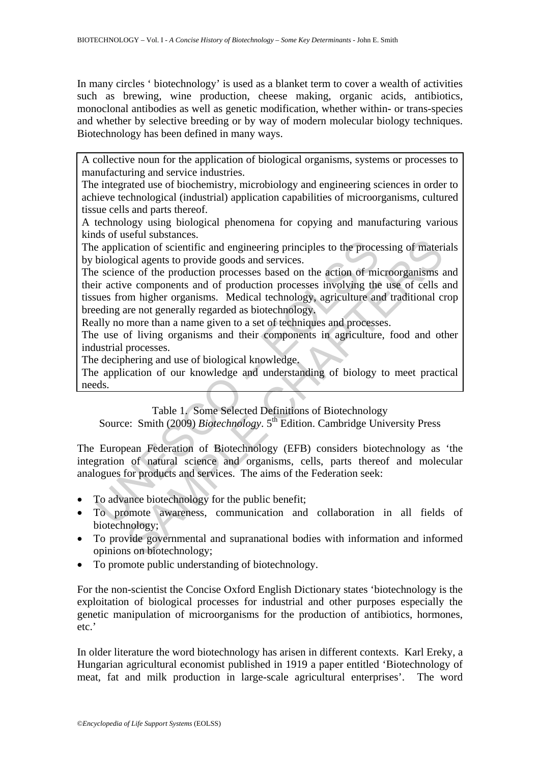In many circles ' biotechnology' is used as a blanket term to cover a wealth of activities such as brewing, wine production, cheese making, organic acids, antibiotics, monoclonal antibodies as well as genetic modification, whether within- or trans-species and whether by selective breeding or by way of modern molecular biology techniques. Biotechnology has been defined in many ways.

| |
|---|
| A collective noun for the application of biological organisms, systems or processes to manufacturing and service industries. |
| The integrated use of biochemistry, microbiology and engineering sciences in order to achieve technological (industrial) application capabilities of microorganisms, cultured tissue cells and parts thereof. |
| A technology using biological phenomena for copying and manufacturing various kinds of useful substances. |
| The application of scientific and engineering principles to the processing of materials by biological agents to provide goods and services. |
| The science of the production processes based on the action of microorganisms and their active components and of production processes involving the use of cells and tissues from higher organisms. Medical technology, agriculture and traditional crop breeding are not generally regarded as biotechnology. |
| Really no more than a name given to a set of techniques and processes. |
| The use of living organisms and their components in agriculture, food and other industrial processes. |
| The deciphering and use of biological knowledge. |
| The application of our knowledge and understanding of biology to meet practical needs. |

Table 1. Some Selected Definitions of Biotechnology
Source: Smith (2009) *Biotechnology*. 5th Edition. Cambridge University Press

The European Federation of Biotechnology (EFB) considers biotechnology as 'the integration of natural science and organisms, cells, parts thereof and molecular analogues for products and services. The aims of the Federation seek:

- To advance biotechnology for the public benefit;
- To promote awareness, communication and collaboration in all fields of biotechnology;
- To provide governmental and supranational bodies with information and informed opinions on biotechnology;
- To promote public understanding of biotechnology.

For the non-scientist the Concise Oxford English Dictionary states 'biotechnology is the exploitation of biological processes for industrial and other purposes especially the genetic manipulation of microorganisms for the production of antibiotics, hormones, etc.'

In older literature the word biotechnology has arisen in different contexts. Karl Ereky, a Hungarian agricultural economist published in 1919 a paper entitled 'Biotechnology of meat, fat and milk production in large-scale agricultural enterprises'. The word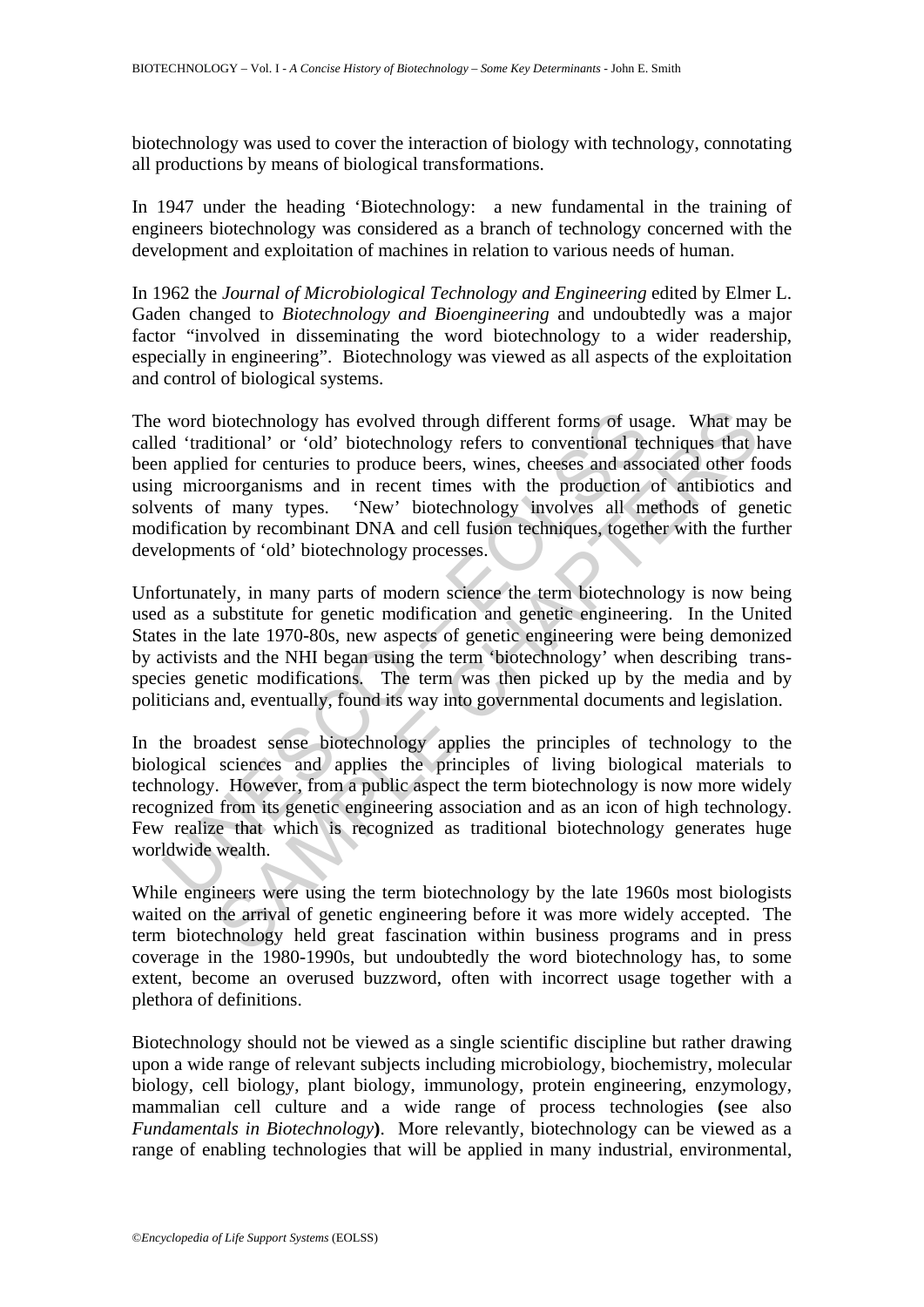biotechnology was used to cover the interaction of biology with technology, connotating all productions by means of biological transformations.

In 1947 under the heading 'Biotechnology: a new fundamental in the training of engineers biotechnology was considered as a branch of technology concerned with the development and exploitation of machines in relation to various needs of human.

In 1962 the *Journal of Microbiological Technology and Engineering* edited by Elmer L. Gaden changed to *Biotechnology and Bioengineering* and undoubtedly was a major factor "involved in disseminating the word biotechnology to a wider readership, especially in engineering". Biotechnology was viewed as all aspects of the exploitation and control of biological systems.

The word biotechnology has evolved through different forms of usage. What may be called 'traditional' or 'old' biotechnology refers to conventional techniques that have been applied for centuries to produce beers, wines, cheeses and associated other foods using microorganisms and in recent times with the production of antibiotics and solvents of many types. 'New' biotechnology involves all methods of genetic modification by recombinant DNA and cell fusion techniques, together with the further developments of 'old' biotechnology processes.

Unfortunately, in many parts of modern science the term biotechnology is now being used as a substitute for genetic modification and genetic engineering. In the United States in the late 1970-80s, new aspects of genetic engineering were being demonized by activists and the NHI began using the term 'biotechnology' when describing trans-species genetic modifications. The term was then picked up by the media and by politicians and, eventually, found its way into governmental documents and legislation.

In the broadest sense biotechnology applies the principles of technology to the biological sciences and applies the principles of living biological materials to technology. However, from a public aspect the term biotechnology is now more widely recognized from its genetic engineering association and as an icon of high technology. Few realize that which is recognized as traditional biotechnology generates huge worldwide wealth.

While engineers were using the term biotechnology by the late 1960s most biologists waited on the arrival of genetic engineering before it was more widely accepted. The term biotechnology held great fascination within business programs and in press coverage in the 1980-1990s, but undoubtedly the word biotechnology has, to some extent, become an overused buzzword, often with incorrect usage together with a plethora of definitions.

Biotechnology should not be viewed as a single scientific discipline but rather drawing upon a wide range of relevant subjects including microbiology, biochemistry, molecular biology, cell biology, plant biology, immunology, protein engineering, enzymology, mammalian cell culture and a wide range of process technologies **(**see also *Fundamentals in Biotechnology***)**. More relevantly, biotechnology can be viewed as a range of enabling technologies that will be applied in many industrial, environmental,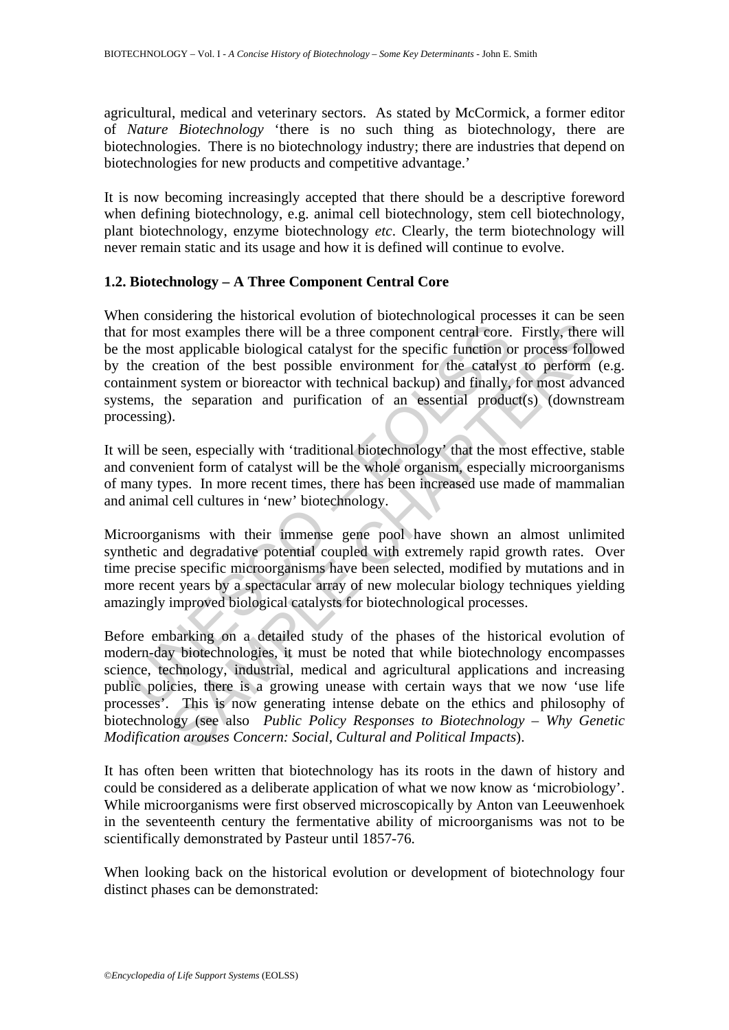agricultural, medical and veterinary sectors. As stated by McCormick, a former editor of *Nature Biotechnology* 'there is no such thing as biotechnology, there are biotechnologies. There is no biotechnology industry; there are industries that depend on biotechnologies for new products and competitive advantage.'

It is now becoming increasingly accepted that there should be a descriptive foreword when defining biotechnology, e.g. animal cell biotechnology, stem cell biotechnology, plant biotechnology, enzyme biotechnology *etc*. Clearly, the term biotechnology will never remain static and its usage and how it is defined will continue to evolve.

## 1.2. Biotechnology – A Three Component Central Core

When considering the historical evolution of biotechnological processes it can be seen that for most examples there will be a three component central core. Firstly, there will be the most applicable biological catalyst for the specific function or process followed by the creation of the best possible environment for the catalyst to perform (e.g. containment system or bioreactor with technical backup) and finally, for most advanced systems, the separation and purification of an essential product(s) (downstream processing).

It will be seen, especially with 'traditional biotechnology' that the most effective, stable and convenient form of catalyst will be the whole organism, especially microorganisms of many types. In more recent times, there has been increased use made of mammalian and animal cell cultures in 'new' biotechnology.

Microorganisms with their immense gene pool have shown an almost unlimited synthetic and degradative potential coupled with extremely rapid growth rates. Over time precise specific microorganisms have been selected, modified by mutations and in more recent years by a spectacular array of new molecular biology techniques yielding amazingly improved biological catalysts for biotechnological processes.

Before embarking on a detailed study of the phases of the historical evolution of modern-day biotechnologies, it must be noted that while biotechnology encompasses science, technology, industrial, medical and agricultural applications and increasing public policies, there is a growing unease with certain ways that we now 'use life processes'. This is now generating intense debate on the ethics and philosophy of biotechnology (see also *Public Policy Responses to Biotechnology – Why Genetic Modification arouses Concern: Social, Cultural and Political Impacts*).

It has often been written that biotechnology has its roots in the dawn of history and could be considered as a deliberate application of what we now know as 'microbiology'. While microorganisms were first observed microscopically by Anton van Leeuwenhoek in the seventeenth century the fermentative ability of microorganisms was not to be scientifically demonstrated by Pasteur until 1857-76.

When looking back on the historical evolution or development of biotechnology four distinct phases can be demonstrated: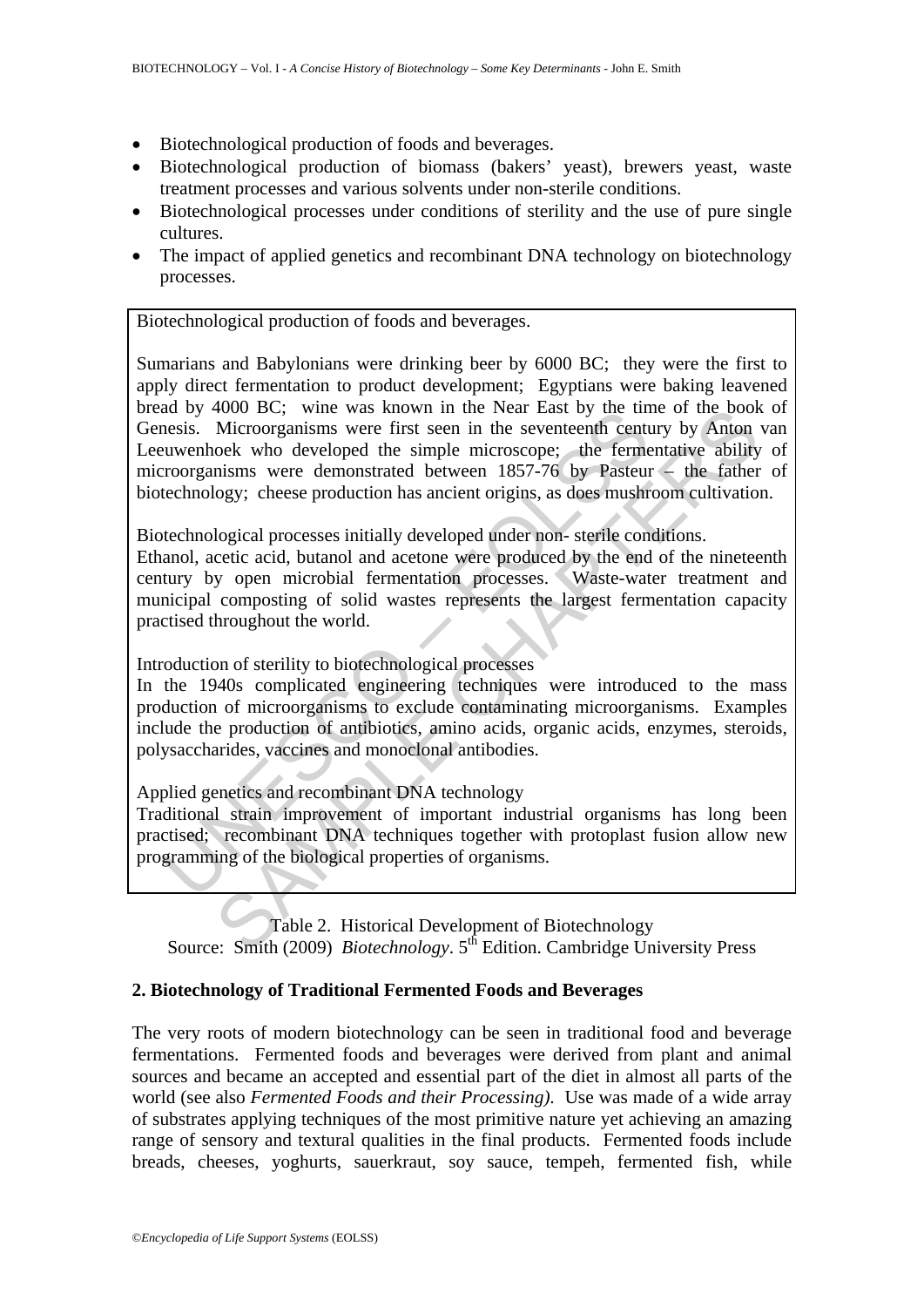- Biotechnological production of foods and beverages.
- Biotechnological production of biomass (bakers' yeast), brewers yeast, waste treatment processes and various solvents under non-sterile conditions.
- Biotechnological processes under conditions of sterility and the use of pure single cultures.
- The impact of applied genetics and recombinant DNA technology on biotechnology processes.

Biotechnological production of foods and beverages.

Sumarians and Babylonians were drinking beer by 6000 BC; they were the first to apply direct fermentation to product development; Egyptians were baking leavened bread by 4000 BC; wine was known in the Near East by the time of the book of Genesis. Microorganisms were first seen in the seventeenth century by Anton van Leeuwenhoek who developed the simple microscope; the fermentative ability of microorganisms were demonstrated between 1857-76 by Pasteur – the father of biotechnology; cheese production has ancient origins, as does mushroom cultivation.

Biotechnological processes initially developed under non- sterile conditions.
Ethanol, acetic acid, butanol and acetone were produced by the end of the nineteenth century by open microbial fermentation processes. Waste-water treatment and municipal composting of solid wastes represents the largest fermentation capacity practised throughout the world.

Introduction of sterility to biotechnological processes
In the 1940s complicated engineering techniques were introduced to the mass production of microorganisms to exclude contaminating microorganisms. Examples include the production of antibiotics, amino acids, organic acids, enzymes, steroids, polysaccharides, vaccines and monoclonal antibodies.

Applied genetics and recombinant DNA technology
Traditional strain improvement of important industrial organisms has long been practised; recombinant DNA techniques together with protoplast fusion allow new programming of the biological properties of organisms.

Table 2. Historical Development of Biotechnology
Source: Smith (2009) *Biotechnology*. 5th Edition. Cambridge University Press

## 2. Biotechnology of Traditional Fermented Foods and Beverages

The very roots of modern biotechnology can be seen in traditional food and beverage fermentations. Fermented foods and beverages were derived from plant and animal sources and became an accepted and essential part of the diet in almost all parts of the world (see also *Fermented Foods and their Processing)*. Use was made of a wide array of substrates applying techniques of the most primitive nature yet achieving an amazing range of sensory and textural qualities in the final products. Fermented foods include breads, cheeses, yoghurts, sauerkraut, soy sauce, tempeh, fermented fish, while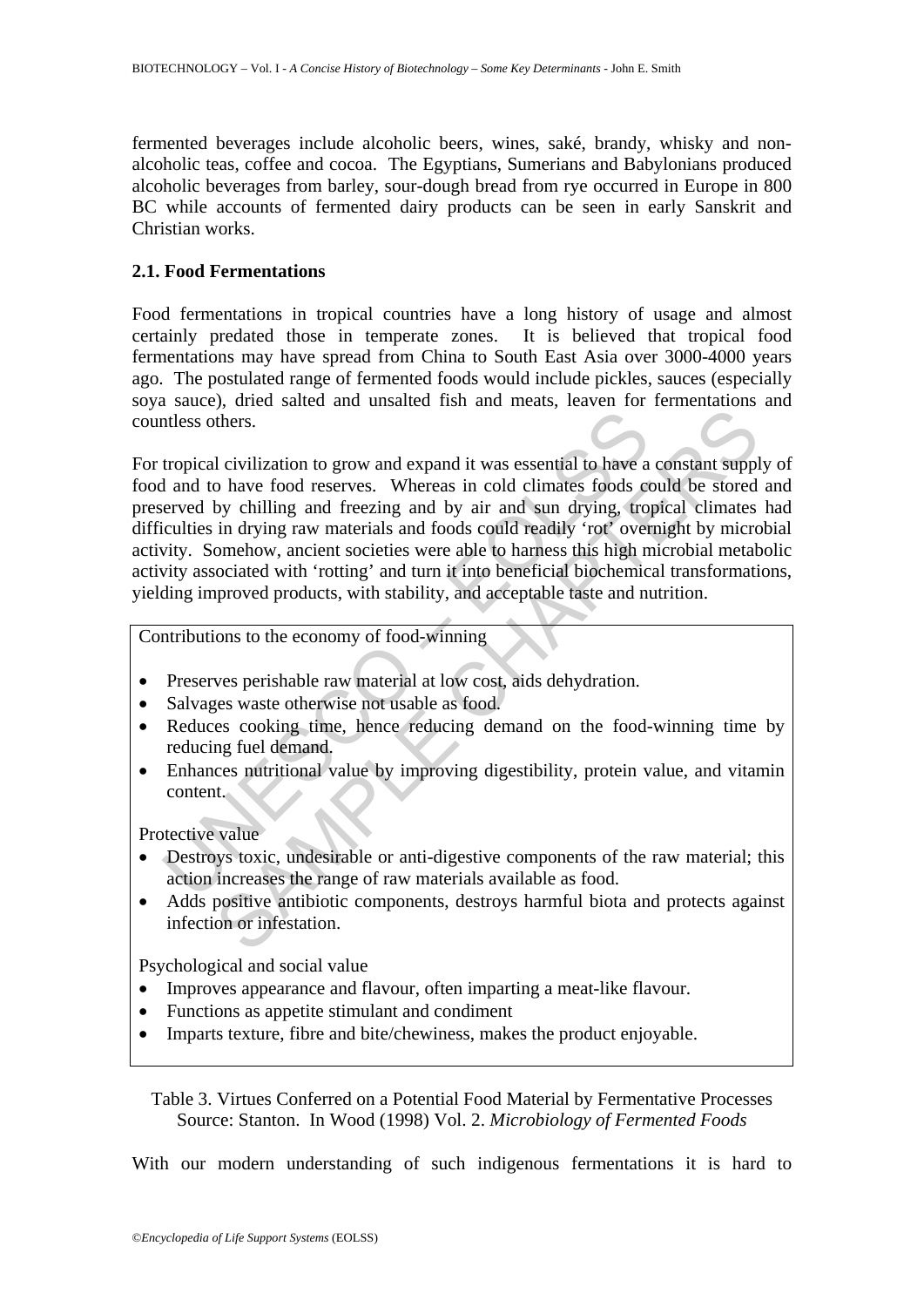fermented beverages include alcoholic beers, wines, saké, brandy, whisky and non-alcoholic teas, coffee and cocoa. The Egyptians, Sumerians and Babylonians produced alcoholic beverages from barley, sour-dough bread from rye occurred in Europe in 800 BC while accounts of fermented dairy products can be seen in early Sanskrit and Christian works.

### 2.1. Food Fermentations

Food fermentations in tropical countries have a long history of usage and almost certainly predated those in temperate zones. It is believed that tropical food fermentations may have spread from China to South East Asia over 3000-4000 years ago. The postulated range of fermented foods would include pickles, sauces (especially soya sauce), dried salted and unsalted fish and meats, leaven for fermentations and countless others.

For tropical civilization to grow and expand it was essential to have a constant supply of food and to have food reserves. Whereas in cold climates foods could be stored and preserved by chilling and freezing and by air and sun drying, tropical climates had difficulties in drying raw materials and foods could readily 'rot' overnight by microbial activity. Somehow, ancient societies were able to harness this high microbial metabolic activity associated with 'rotting' and turn it into beneficial biochemical transformations, yielding improved products, with stability, and acceptable taste and nutrition.

| Virtues |
|---|
| Contributions to the economy of food-winning<br>• Preserves perishable raw material at low cost, aids dehydration.<br>• Salvages waste otherwise not usable as food.<br>• Reduces cooking time, hence reducing demand on the food-winning time by reducing fuel demand.<br>• Enhances nutritional value by improving digestibility, protein value, and vitamin content. |
| Protective value<br>• Destroys toxic, undesirable or anti-digestive components of the raw material; this action increases the range of raw materials available as food.<br>• Adds positive antibiotic components, destroys harmful biota and protects against infection or infestation. |
| Psychological and social value<br>• Improves appearance and flavour, often imparting a meat-like flavour.<br>• Functions as appetite stimulant and condiment<br>• Imparts texture, fibre and bite/chewiness, makes the product enjoyable. |

Table 3. Virtues Conferred on a Potential Food Material by Fermentative Processes
Source: Stanton. In Wood (1998) Vol. 2. *Microbiology of Fermented Foods*

With our modern understanding of such indigenous fermentations it is hard to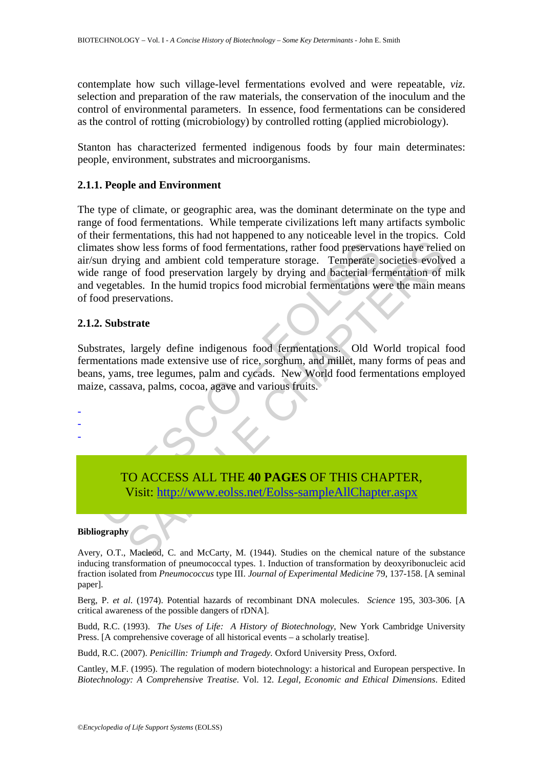contemplate how such village-level fermentations evolved and were repeatable, *viz.* selection and preparation of the raw materials, the conservation of the inoculum and the control of environmental parameters. In essence, food fermentations can be considered as the control of rotting (microbiology) by controlled rotting (applied microbiology).

Stanton has characterized fermented indigenous foods by four main determinates: people, environment, substrates and microorganisms.

### 2.1.1. People and Environment

The type of climate, or geographic area, was the dominant determinate on the type and range of food fermentations. While temperate civilizations left many artifacts symbolic of their fermentations, this had not happened to any noticeable level in the tropics. Cold climates show less forms of food fermentations, rather food preservations have relied on air/sun drying and ambient cold temperature storage. Temperate societies evolved a wide range of food preservation largely by drying and bacterial fermentation of milk and vegetables. In the humid tropics food microbial fermentations were the main means of food preservations.

### 2.1.2. Substrate

Substrates, largely define indigenous food fermentations. Old World tropical food fermentations made extensive use of rice, sorghum, and millet, many forms of peas and beans, yams, tree legumes, palm and cycads. New World food fermentations employed maize, cassava, palms, cocoa, agave and various fruits.

-
-
-

TO ACCESS ALL THE **40 PAGES** OF THIS CHAPTER,
Visit: http://www.eolss.net/Eolss-sampleAllChapter.aspx

**Bibliography**

Avery, O.T., Macleod, C. and McCarty, M. (1944). Studies on the chemical nature of the substance inducing transformation of pneumococcal types. 1. Induction of transformation by deoxyribonucleic acid fraction isolated from *Pneumococcus* type III. *Journal of Experimental Medicine* 79, 137-158. [A seminal paper].

Berg, P. *et al.* (1974). Potential hazards of recombinant DNA molecules. *Science* 195, 303-306. [A critical awareness of the possible dangers of rDNA].

Budd, R.C. (1993). *The Uses of Life: A History of Biotechnology*, New York Cambridge University Press. [A comprehensive coverage of all historical events – a scholarly treatise].

Budd, R.C. (2007). *Penicillin: Triumph and Tragedy.* Oxford University Press, Oxford.

Cantley, M.F. (1995). The regulation of modern biotechnology: a historical and European perspective. In *Biotechnology: A Comprehensive Treatise*. Vol. 12. *Legal, Economic and Ethical Dimensions*. Edited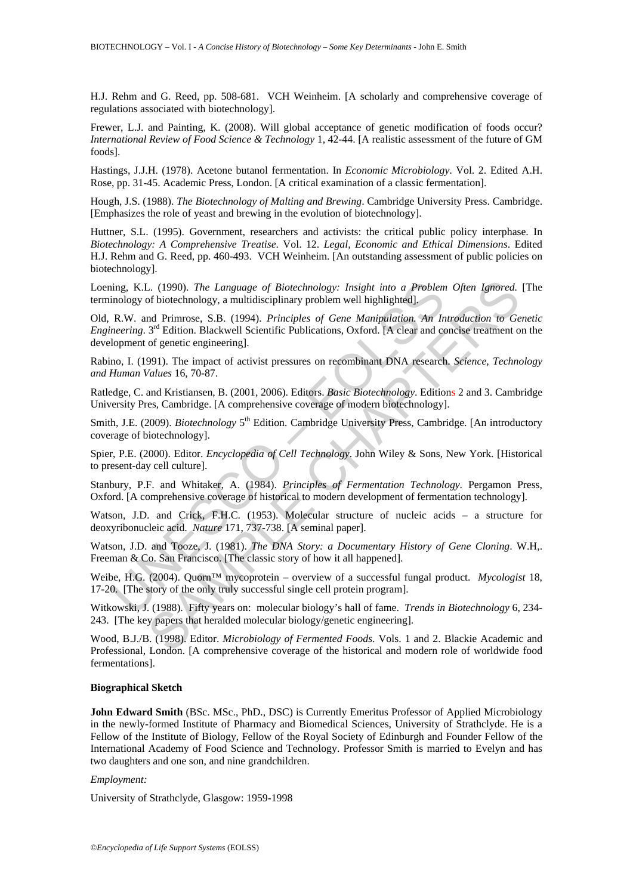H.J. Rehm and G. Reed, pp. 508-681. VCH Weinheim. [A scholarly and comprehensive coverage of regulations associated with biotechnology].

Frewer, L.J. and Painting, K. (2008). Will global acceptance of genetic modification of foods occur? *International Review of Food Science & Technology* 1, 42-44. [A realistic assessment of the future of GM foods].

Hastings, J.J.H. (1978). Acetone butanol fermentation. In *Economic Microbiology*. Vol. 2. Edited A.H. Rose, pp. 31-45. Academic Press, London. [A critical examination of a classic fermentation].

Hough, J.S. (1988). *The Biotechnology of Malting and Brewing*. Cambridge University Press. Cambridge. [Emphasizes the role of yeast and brewing in the evolution of biotechnology].

Huttner, S.L. (1995). Government, researchers and activists: the critical public policy interphase. In *Biotechnology: A Comprehensive Treatise*. Vol. 12. *Legal, Economic and Ethical Dimensions*. Edited H.J. Rehm and G. Reed, pp. 460-493. VCH Weinheim. [An outstanding assessment of public policies on biotechnology].

Loening, K.L. (1990). *The Language of Biotechnology: Insight into a Problem Often Ignored*. [The terminology of biotechnology, a multidisciplinary problem well highlighted].

Old, R.W. and Primrose, S.B. (1994). *Principles of Gene Manipulation. An Introduction to Genetic Engineering*. 3rd Edition. Blackwell Scientific Publications, Oxford. [A clear and concise treatment on the development of genetic engineering].

Rabino, I. (1991). The impact of activist pressures on recombinant DNA research. *Science, Technology and Human Values* 16, 70-87.

Ratledge, C. and Kristiansen, B. (2001, 2006). Editors. *Basic Biotechnology*. Editions 2 and 3. Cambridge University Pres, Cambridge. [A comprehensive coverage of modern biotechnology].

Smith, J.E. (2009). *Biotechnology* 5th Edition. Cambridge University Press, Cambridge. [An introductory coverage of biotechnology].

Spier, P.E. (2000). Editor. *Encyclopedia of Cell Technology*. John Wiley & Sons, New York. [Historical to present-day cell culture].

Stanbury, P.F. and Whitaker, A. (1984). *Principles of Fermentation Technology*. Pergamon Press, Oxford. [A comprehensive coverage of historical to modern development of fermentation technology].

Watson, J.D. and Crick, F.H.C. (1953). Molecular structure of nucleic acids – a structure for deoxyribonucleic acid. *Nature* 171, 737-738. [A seminal paper].

Watson, J.D. and Tooze, J. (1981). *The DNA Story: a Documentary History of Gene Cloning*. W.H,. Freeman & Co. San Francisco. [The classic story of how it all happened].

Weibe, H.G. (2004). Quorn™ mycoprotein – overview of a successful fungal product. *Mycologist* 18, 17-20. [The story of the only truly successful single cell protein program].

Witkowski, J. (1988). Fifty years on: molecular biology's hall of fame. *Trends in Biotechnology* 6, 234-243. [The key papers that heralded molecular biology/genetic engineering].

Wood, B.J./B. (1998). Editor. *Microbiology of Fermented Foods*. Vols. 1 and 2. Blackie Academic and Professional, London. [A comprehensive coverage of the historical and modern role of worldwide food fermentations].

**Biographical Sketch**

**John Edward Smith** (BSc. MSc., PhD., DSC) is Currently Emeritus Professor of Applied Microbiology in the newly-formed Institute of Pharmacy and Biomedical Sciences, University of Strathclyde. He is a Fellow of the Institute of Biology, Fellow of the Royal Society of Edinburgh and Founder Fellow of the International Academy of Food Science and Technology. Professor Smith is married to Evelyn and has two daughters and one son, and nine grandchildren.

*Employment:*

University of Strathclyde, Glasgow: 1959-1998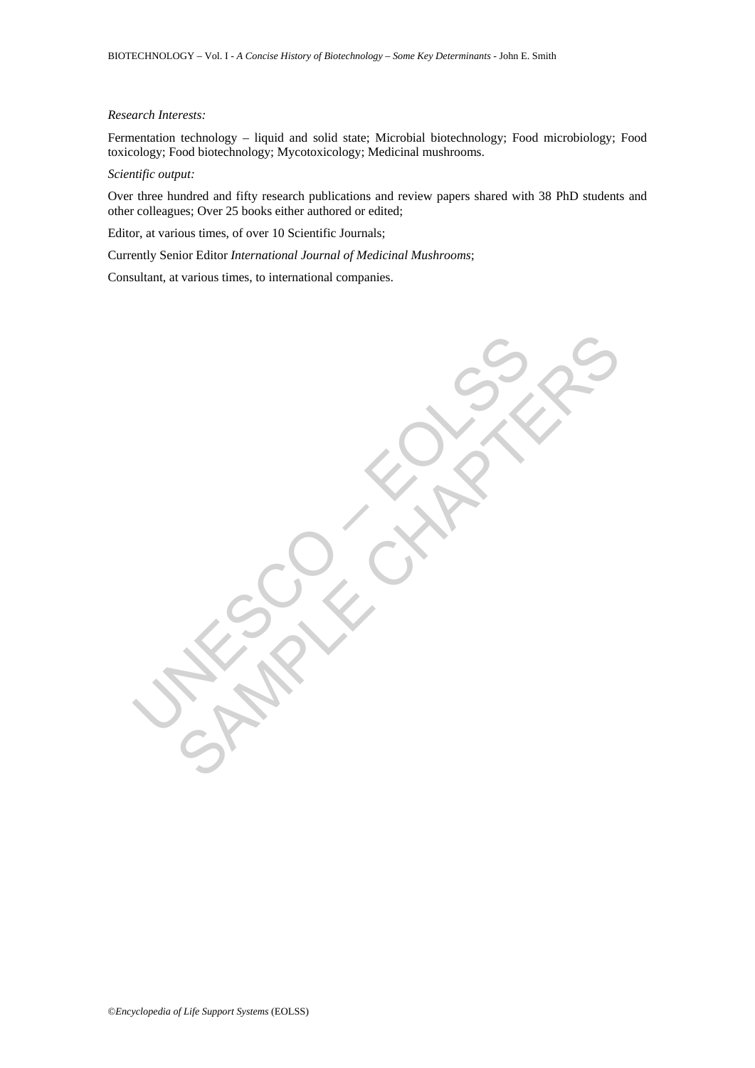*Research Interests:*

Fermentation technology – liquid and solid state; Microbial biotechnology; Food microbiology; Food toxicology; Food biotechnology; Mycotoxicology; Medicinal mushrooms.

*Scientific output:*

Over three hundred and fifty research publications and review papers shared with 38 PhD students and other colleagues; Over 25 books either authored or edited;

Editor, at various times, of over 10 Scientific Journals;

Currently Senior Editor *International Journal of Medicinal Mushrooms*;

Consultant, at various times, to international companies.